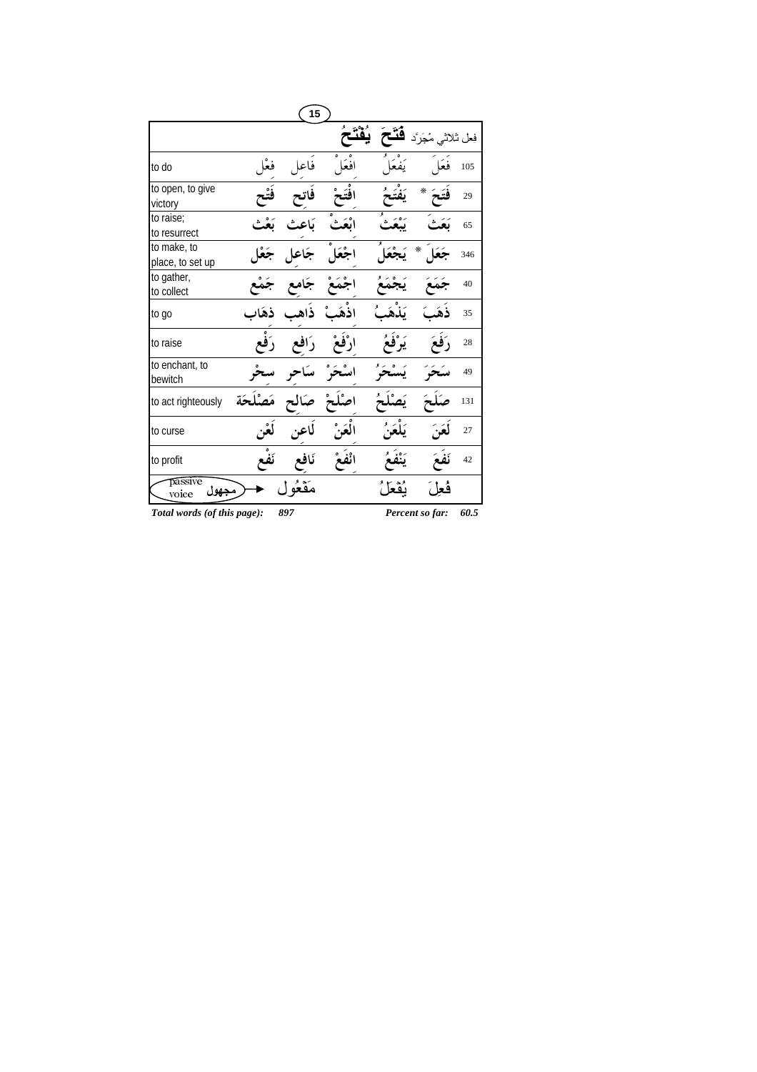| | | | | | | | |
|---|---|---|---|---|---|---|---|
| | | | يُفْتَحُ | فُتَحَ | | فعل ثلاثي مُجَرَّد | |
| to do | فِعْل | فَاعِل | افْعَلْ | يَفْعَلُ | | فَعَلَ | 105 |
| to open, to give victory | فَتْح | فَاتِح | افْتَحْ | يَفْتَحُ | * | فَتَحَ | 29 |
| to raise; to resurrect | بَعْث | بَاعِث | ابْعَثْ | يَبْعَثُ | | بَعَثَ | 65 |
| to make, to place, to set up | جَعْل | جَاعِل | اجْعَلْ | يَجْعَلُ | * | جَعَلَ | 346 |
| to gather, to collect | جَمْع | جَامِع | اجْمَعْ | يَجْمَعُ | | جَمَعَ | 40 |
| to go | ذَهَاب | ذَاهِب | اذْهَبْ | يَذْهَبُ | | ذَهَبَ | 35 |
| to raise | رَفْع | رَافِع | ارْفَعْ | يَرْفَعُ | | رَفَعَ | 28 |
| to enchant, to bewitch | سِحْر | سَاحِر | اسْحَرْ | يَسْحَرُ | | سَحَرَ | 49 |
| to act righteously | مَصْلَحَة | صَالِح | اصْلَحْ | يَصْلَحُ | | صَلَحَ | 131 |
| to curse | لَعْن | لَاعِن | الْعَنْ | يَلْعَنُ | | لَعَنَ | 27 |
| to profit | نَفْع | نَافِع | انْفَعْ | يَنْفَعُ | | نَفَعَ | 42 |
| passive voice مجهول | | مَفْعُول | | يُفْعَلُ | | فُعِلَ | |

***Total words (of this page):* 897** ***Percent so far:* 60.5**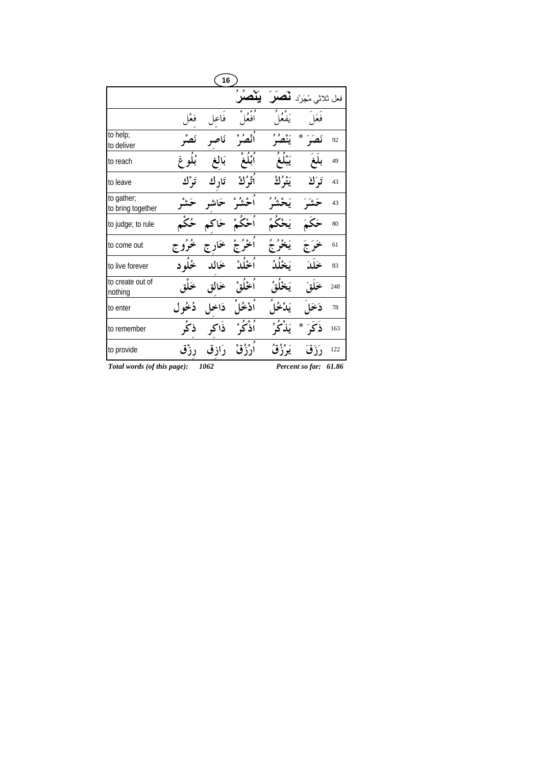| | | | | | | |
|---|---|---|---|---|---|---|
| | | | | | | فعل ثلاثي مُجَرَّد **نَصَرَ يَنْصُرُ** |
| | فِعْل | فَاعِل | اُفْعُلْ | يَفْعُلُ | فَعَلَ | |
| to help; to deliver | نَصْر | نَاصِر | اُنْصُرْ | يَنْصُرُ | نَصَرَ * | 92 |
| to reach | بُلُوغ | بَالِغ | اُبْلُغْ | يَبْلُغُ | بَلَغَ | 49 |
| to leave | تَرْك | تَارِك | اُتْرُكْ | يَتْرُكُ | تَرَكَ | 43 |
| to gather; to bring together | حَشْر | حَاشِر | اُحْشُرْ | يَحْشُرُ | حَشَرَ | 43 |
| to judge; to rule | حُكْم | حَاكِم | اُحْكُمْ | يَحْكُمُ | حَكَمَ | 80 |
| to come out | خُرُوج | خَارِج | اُخْرُجْ | يَخْرُجُ | خَرَجَ | 61 |
| to live forever | خُلُود | خَالِد | اُخْلُدْ | يَخْلُدُ | خَلَدَ | 83 |
| to create out of nothing | خَلْق | خَالِق | اُخْلُقْ | يَخْلُقُ | خَلَقَ | 248 |
| to enter | دُخُول | دَاخِل | اُدْخُلْ | يَدْخُلُ | دَخَلَ | 78 |
| to remember | ذِكْر | ذَاكِر | اُذْكُرْ | يَذْكُرُ | ذَكَرَ * | 163 |
| to provide | رِزْق | رَازِق | اُرْزُقْ | يَرْزُقُ | رَزَقَ | 122 |

***Total words (of this page): 1062*** ***Percent so far: 61.86***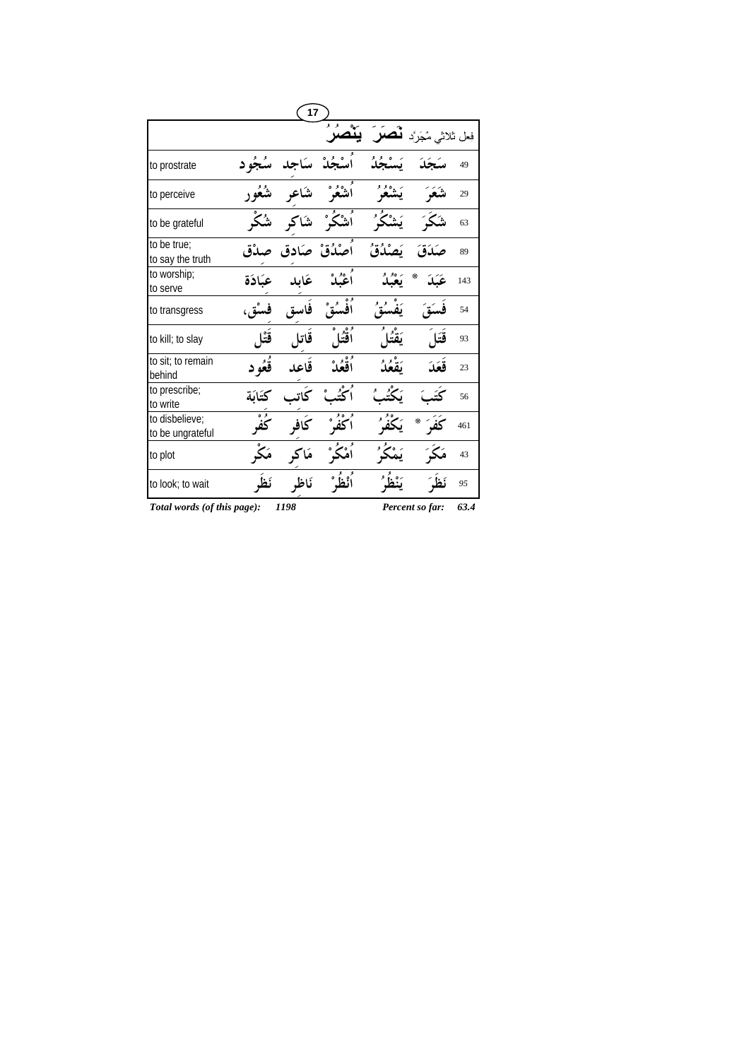| | | | | | | |
|---|---|---|---|---|---|---|
| | | | يَنْصُرُ | نَصَرَ | فعل ثلاثي مُجَرَّد | |
| to prostrate | سُجُود | سَاجِد | اُسْجُدْ | يَسْجُدُ | سَجَدَ | 49 |
| to perceive | شُعُور | شَاعِر | اُشْعُرْ | يَشْعُرُ | شَعَرَ | 29 |
| to be grateful | شُكْر | شَاكِر | اُشْكُرْ | يَشْكُرُ | شَكَرَ | 63 |
| to be true; to say the truth | صِدْق | صَادِق | اُصْدُقْ | يَصْدُقُ | صَدَقَ | 89 |
| to worship; to serve | عِبَادَة | عَابِد | اُعْبُدْ | يَعْبُدُ * | عَبَدَ | 143 |
| to transgress | فِسْق، | فَاسِق | اُفْسُقْ | يَفْسُقُ | فَسَقَ | 54 |
| to kill; to slay | قَتْل | قَاتِل | اُقْتُلْ | يَقْتُلُ | قَتَلَ | 93 |
| to sit; to remain behind | قُعُود | قَاعِد | اُقْعُدْ | يَقْعُدُ | قَعَدَ | 23 |
| to prescribe; to write | كِتَابَة | كَاتِب | اُكْتُبْ | يَكْتُبُ | كَتَبَ | 56 |
| to disbelieve; to be ungrateful | كُفْر | كَافِر | اُكْفُرْ | يَكْفُرُ * | كَفَرَ | 461 |
| to plot | مَكْر | مَاكِر | اُمْكُرْ | يَمْكُرُ | مَكَرَ | 43 |
| to look; to wait | نَظَر | نَاظِر | اُنْظُرْ | يَنْظُرُ | نَظَرَ | 95 |

***Total words (of this page): 1198*** ***Percent so far: 63.4***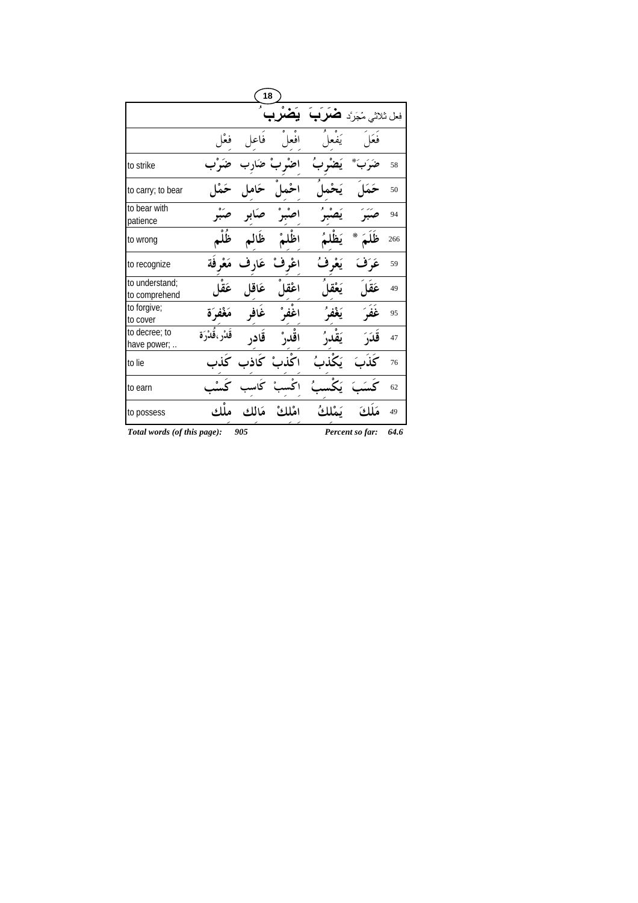فعل ثلاثي مُجَرَّد **ضَرَبَ يَضْرِبُ**

| | فِعْل | فَاعِل | اِفْعِلْ | يَفْعِلُ | فَعَلَ | |
|---|---|---|---|---|---|---|
| to strike | ضَرْب | ضَارِب | اِضْرِبْ | يَضْرِبُ | ضَرَبَ* | 58 |
| to carry; to bear | حَمْل | حَامِل | اِحْمِلْ | يَحْمِلُ | حَمَلَ | 50 |
| to bear with patience | صَبْر | صَابِر | اِصْبِرْ | يَصْبِرُ | صَبَرَ | 94 |
| to wrong | ظُلْم | ظَالِم | اِظْلِمْ | يَظْلِمُ | ظَلَمَ * | 266 |
| to recognize | مَعْرِفَة | عَارِف | اِعْرِفْ | يَعْرِفُ | عَرَفَ | 59 |
| to understand; to comprehend | عَقْل | عَاقِل | اِعْقِلْ | يَعْقِلُ | عَقَلَ | 49 |
| to forgive; to cover | مَغْفِرَة | غَافِر | اِغْفِرْ | يَغْفِرُ | غَفَرَ | 95 |
| to decree; to have power; .. | قَدْر،قُدْرَة | قَادِر | اِقْدِرْ | يَقْدِرُ | قَدَرَ | 47 |
| to lie | كَذِب | كَاذِب | اِكْذِبْ | يَكْذِبُ | كَذَبَ | 76 |
| to earn | كَسْب | كَاسِب | اِكْسِبْ | يَكْسِبُ | كَسَبَ | 62 |
| to possess | مِلْك | مَالِك | اِمْلِكْ | يَمْلِكُ | مَلَكَ | 49 |

***Total words (of this page):*** ***905*** ***Percent so far:*** ***64.6***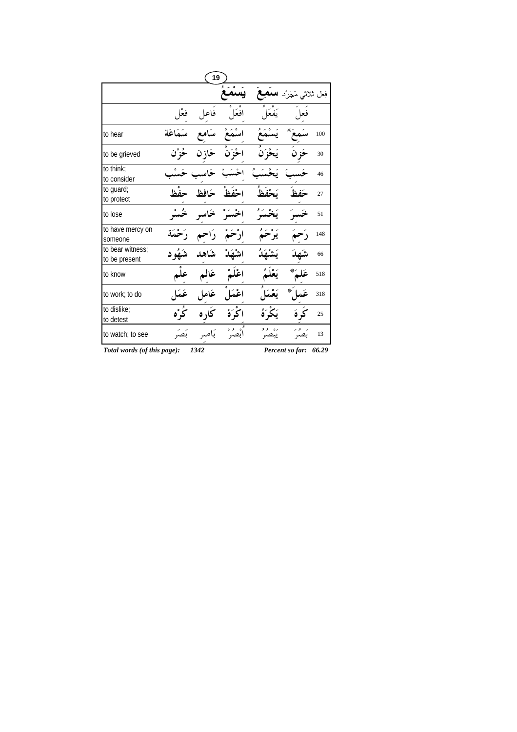| | | | | | | |
|---|---|---|---|---|---|---|
| | | | يَسْمَعُ | سَمِعَ | فعل ثلاثي مُجَرَّد | |
| | فِعْل | فَاعِل | اِفْعَلْ | يَفْعَلُ | فَعِلَ | |
| to hear | سَمَاعَة | سَامِع | اِسْمَعْ | يَسْمَعُ | سَمِعَ* | 100 |
| to be grieved | حُزْن | حَازِن | اِحْزَنْ | يَحْزَنُ | حَزِنَ | 30 |
| to think; to consider | حَسْب | حَاسِب | اِحْسَبْ | يَحْسَبُ | حَسِبَ | 46 |
| to guard; to protect | حِفْظ | حَافِظ | اِحْفَظْ | يَحْفَظُ | حَفِظَ | 27 |
| to lose | خُسْر | خَاسِر | اِخْسَرْ | يَخْسَرُ | خَسِرَ | 51 |
| to have mercy on someone | رَحْمَة | رَاحِم | اِرْحَمْ | يَرْحَمُ | رَحِمَ | 148 |
| to bear witness; to be present | شُهُود | شَاهِد | اِشْهَدْ | يَشْهَدُ | شَهِدَ | 66 |
| to know | عِلْم | عَالِم | اِعْلَمْ | يَعْلَمُ | عَلِمَ* | 518 |
| to work; to do | عَمَل | عَامِل | اِعْمَلْ | يَعْمَلُ | عَمِلَ* | 318 |
| to dislike; to detest | كُرْه | كَارِه | اِكْرَهْ | يَكْرَهُ | كَرِهَ | 25 |
| to watch; to see | بَصَر | بَاصِر | اُبْصُرْ | يَبْصُرُ | بَصُرَ | 13 |

***Total words (of this page): 1342*** ***Percent so far: 66.29***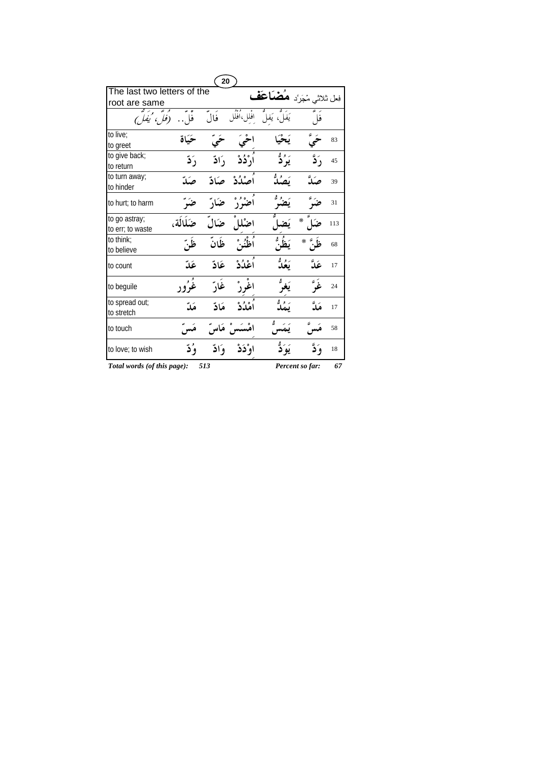| The last two letters of the root are same | | | | | فِعل ثلاثي مُجَرَّد **مُضَاعَف** | |
|---|---|---|---|---|---|---|
| | فَلّ.. (فُلَّ، يُفَلُّ) | فَالّ | افْلِل،افْلُل | يَفَلُّ، يَفِلُّ | فَلَّ | |
| to live; to greet | حَيَاة | حَيّ | احْيَ | يَحْيَا | حَيَّ | 83 |
| to give back; to return | رَدّ | رَادّ | اُرْدُدْ | يَرُدُّ | رَدَّ | 45 |
| to turn away; to hinder | صَدّ | صَادّ | اُصْدُدْ | يَصُدُّ | صَدَّ | 39 |
| to hurt; to harm | ضَرّ | ضَارّ | اُضْرُرْ | يَضُرُّ | ضَرَّ | 31 |
| to go astray; to err; to waste | ضَلَالَة، | ضَالّ | اضْلِلْ | يَضِلُّ | ضَلَّ * | 113 |
| to think; to believe | ظَنّ | ظَانّ | اُظْنُنْ | يَظُنُّ | ظَنَّ * | 68 |
| to count | عَدّ | عَادّ | اُعْدُدْ | يَعُدُّ | عَدَّ | 17 |
| to beguile | غُرُور | غَارّ | اغْرِرْ | يَغِرُّ | غَرَّ | 24 |
| to spread out; to stretch | مَدّ | مَادّ | اُمْدُدْ | يَمُدُّ | مَدَّ | 17 |
| to touch | مَسّ | مَاسّ | امْسَسْ | يَمَسُّ | مَسَّ | 58 |
| to love; to wish | وُدّ | وَادّ | اوْدَدْ | يَوَدُّ | وَدَّ | 18 |

***Total words (of this page):*** ***513*** ***Percent so far:*** ***67***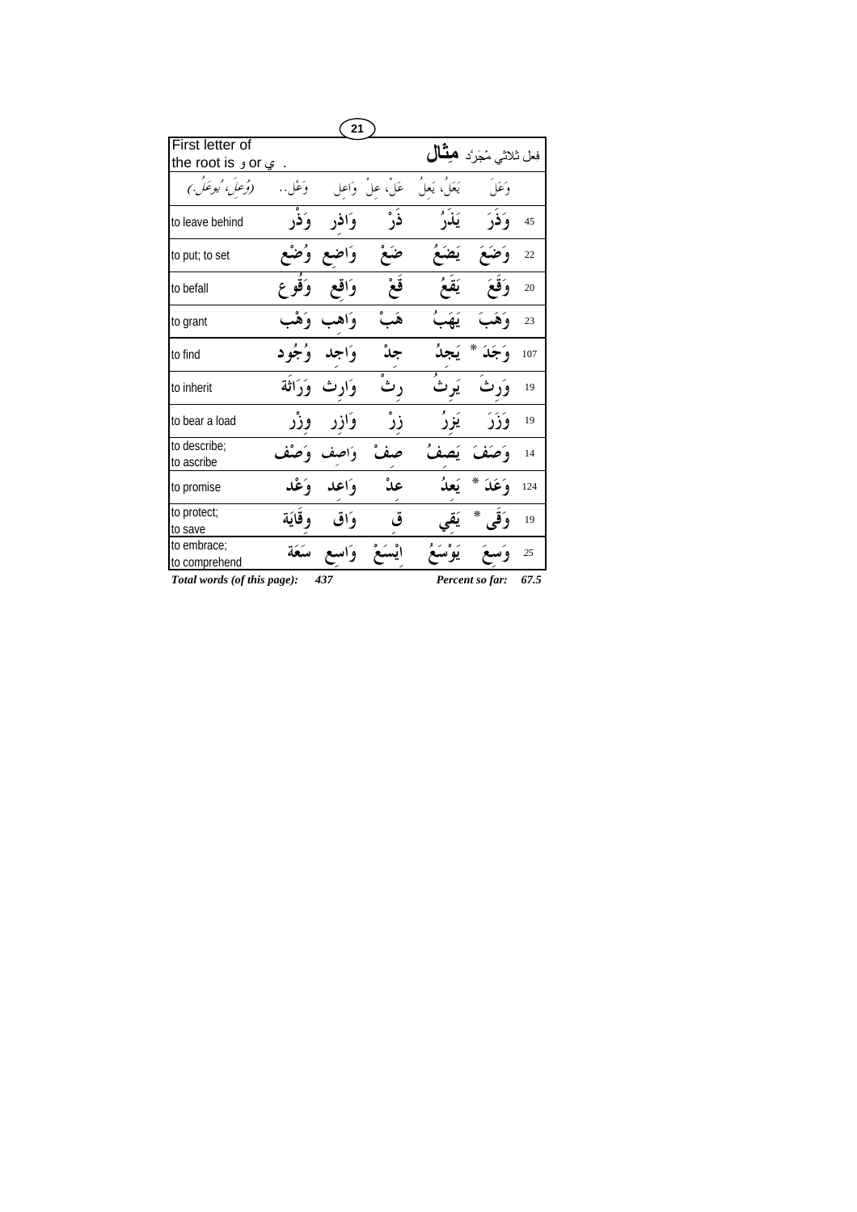| First letter of the root is و or ي . | | | | | | فعل ثلاثي مُجَرَّد **مثال** | |
|---|---|---|---|---|---|---|---|
| (وُعِلَ، يُوعَلُ.) | وَعْل.. | وَاعِل | عَلْ، عِلْ | يَعَلُ، يَعِلُ | وَعَلَ | | |
| to leave behind | وَذْر | وَاذِر | ذَرْ | يَذَرُ | وَذَرَ | | 45 |
| to put; to set | وُضْع | وَاضِع | ضَعْ | يَضَعُ | وَضَعَ | | 22 |
| to befall | وَقُوع | وَاقِع | قَعْ | يَقَعُ | وَقَعَ | | 20 |
| to grant | وَهْب | وَاهِب | هَبْ | يَهَبُ | وَهَبَ | | 23 |
| to find | وُجُود | وَاجِد | جِدْ | يَجِدُ | وَجَدَ | * | 107 |
| to inherit | وَرَاثَة | وَارِث | رِثْ | يَرِثُ | وَرِثَ | | 19 |
| to bear a load | وِزْر | وَازِر | زِرْ | يَزِرُ | وَزَرَ | | 19 |
| to describe; to ascribe | وَصْف | وَاصِف | صِفْ | يَصِفُ | وَصَفَ | | 14 |
| to promise | وَعْد | وَاعِد | عِدْ | يَعِدُ | وَعَدَ | * | 124 |
| to protect; to save | وِقَايَة | وَاقٍ | قِ | يَقِي | وَقَى | * | 19 |
| to embrace; to comprehend | سَعَة | وَاسِع | اِيْسَعْ | يَوْسَعُ | وَسِعَ | | 25 |

*Total words (of this page):* *437* *Percent so far:* *67.5*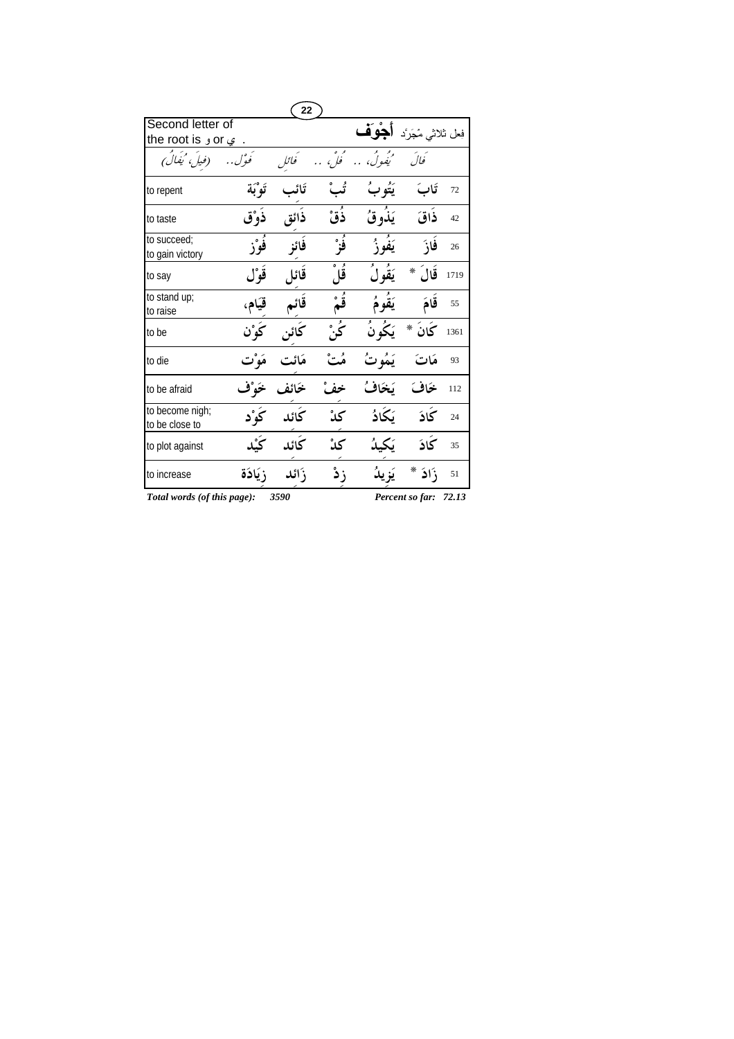| Second letter of the root is و or ي . | | | | | أجْوَف | فعل ثلاثي مُجَرَّد |
|---|---|---|---|---|---|---|
| | (فِيلَ، يُقَالُ) فَوْل.. | فَائِل | فُلْ، .. | يَفُولُ، .. | فَالَ | |
| to repent | تَوْبَة | تَائِب | تُبْ | يَتُوبُ | تَابَ | 72 |
| to taste | ذَوْق | ذَائِق | ذُقْ | يَذُوقُ | ذَاقَ | 42 |
| to succeed; to gain victory | فَوْز | فَائِز | فُزْ | يَفُوزُ | فَازَ | 26 |
| to say | قَوْل | قَائِل | قُلْ | يَقُولُ | قَالَ * | 1719 |
| to stand up; to raise | قِيَام، | قَائِم | قُمْ | يَقُومُ | قَامَ | 55 |
| to be | كَوْن | كَائِن | كُنْ | يَكُونُ | كَانَ * | 1361 |
| to die | مَوْت | مَائِت | مُتْ | يَمُوتُ | مَاتَ | 93 |
| to be afraid | خَوْف | خَائِف | خِفْ | يَخَافُ | خَافَ | 112 |
| to become nigh; to be close to | كَوْد | كَائِد | كِدْ | يَكَادُ | كَادَ | 24 |
| to plot against | كَيْد | كَائِد | كِدْ | يَكِيدُ | كَادَ | 35 |
| to increase | زِيَادَة | زَائِد | زِدْ | يَزِيدُ | زَادَ * | 51 |

***Total words (of this page): 3590*** ***Percent so far: 72.13***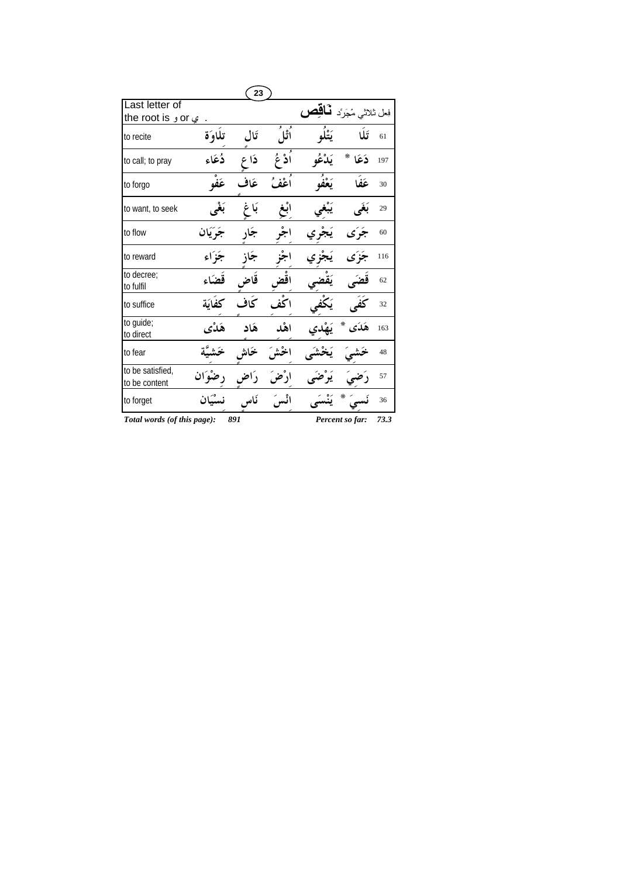| Last letter of the root is و or ي . | | | | | فعل ثلاثي مُجَرَّد **نَاقِص** | |
|---|---|---|---|---|---|---|
| to recite | تِلَاوَة | تَال | اُتْلُ | يَتْلُو | تَلَا | 61 |
| to call; to pray | دُعَاء | دَاعٍ | اُدْعُ | يَدْعُو | دَعَا * | 197 |
| to forgo | عَفْو | عَافٍ | اُعْفُ | يَعْفُو | عَفَا | 30 |
| to want, to seek | بَغْي | بَاغٍ | اِبْغِ | يَبْغِي | بَغَى | 29 |
| to flow | جَرَيَان | جَارٍ | اِجْرِ | يَجْرِي | جَرَى | 60 |
| to reward | جَزَاء | جَازٍ | اِجْزِ | يَجْزِي | جَزَى | 116 |
| to decree; to fulfil | قَضَاء | قَاضٍ | اِقْضِ | يَقْضِي | قَضَى | 62 |
| to suffice | كِفَايَة | كَافٍ | اِكْفِ | يَكْفِي | كَفَى | 32 |
| to guide; to direct | هُدًى | هَادٍ | اِهْدِ | يَهْدِي | هَدَى * | 163 |
| to fear | خَشْيَة | خَاشٍ | اِخْشَ | يَخْشَى | خَشِيَ | 48 |
| to be satisfied, to be content | رِضْوَان | رَاضٍ | اِرْضَ | يَرْضَى | رَضِيَ | 57 |
| to forget | نِسْيَان | نَاسٍ | اِنْسَ | يَنْسَى | نَسِيَ * | 36 |

***Total words (of this page): 891*** ***Percent so far: 73.3***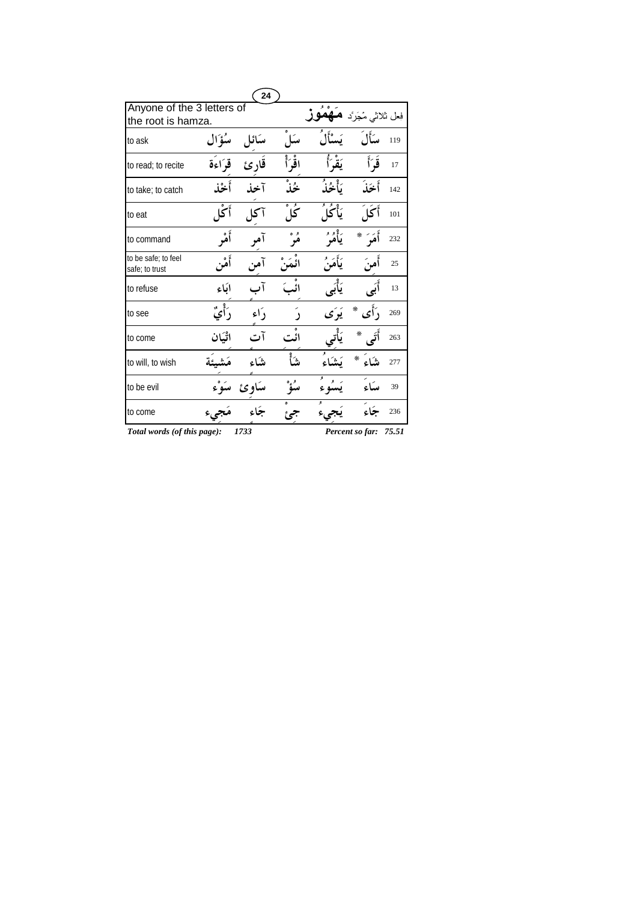| Anyone of the 3 letters of the root is hamza. | | | | | | فعل ثلاثي مُجَرَّد **مَهْمُوز** |
|---|---|---|---|---|---|---|
| to ask | سُؤَال | سَائِل | سَلْ | يَسْأَلُ | سَأَلَ | 119 |
| to read; to recite | قِرَاءَة | قَارِئ | اِقْرَأْ | يَقْرَأُ | قَرَأَ | 17 |
| to take; to catch | أَخْذ | آخِذ | خُذْ | يَأْخُذُ | أَخَذَ | 142 |
| to eat | أَكْل | آكِل | كُلْ | يَأْكُلُ | أَكَلَ | 101 |
| to command | أَمْر | آمِر | مُرْ | يَأْمُرُ | أَمَرَ * | 232 |
| to be safe; to feel safe; to trust | أَمْن | آمِن | اِئْمَنْ | يَأْمَنُ | أَمِنَ | 25 |
| to refuse | اِبَاء | آبٍ | اِئْبَ | يَأْبَى | أَبَى | 13 |
| to see | رَأْيٌ | رَاءٍ | رَ | يَرَى | رَأَى * | 269 |
| to come | اِتْيَان | آتٍ | اِئْتِ | يَأْتِي | أَتَى * | 263 |
| to will, to wish | مَشِيئَة | شَاءٍ | شَأْ | يَشَاءُ | شَاءَ * | 277 |
| to be evil | سَوْء | سَاوِئ | سُؤْ | يَسُوءُ | سَاءَ | 39 |
| to come | مَجِيء | جَاءٍ | جِئْ | يَجِيءُ | جَاءَ | 236 |

***Total words (of this page):*** ***1733*** ***Percent so far:*** ***75.51***